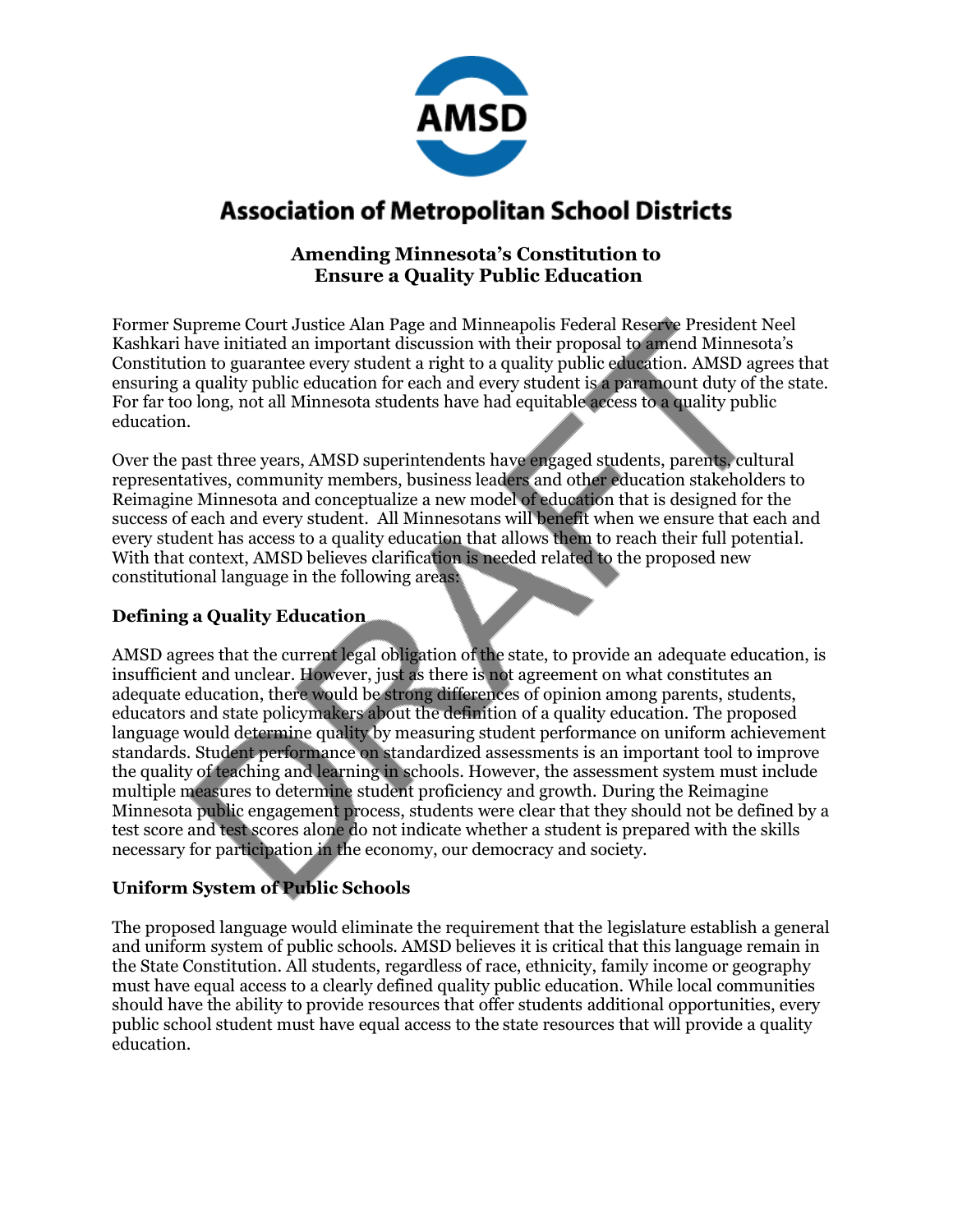# Association of Metropolitan School Districts

## Amending Minnesota's Constitution to Ensure a Quality Public Education

Former Supreme Court Justice Alan Page and Minneapolis Federal Reserve President Neel Kashkari have initiated an important discussion with their proposal to amend Minnesota's Constitution to guarantee every student a right to a quality public education. AMSD agrees that ensuring a quality public education for each and every student is a paramount duty of the state. For far too long, not all Minnesota students have had equitable access to a quality public education.

Over the past three years, AMSD superintendents have engaged students, parents, cultural representatives, community members, business leaders and other education stakeholders to Reimagine Minnesota and conceptualize a new model of education that is designed for the success of each and every student. All Minnesotans will benefit when we ensure that each and every student has access to a quality education that allows them to reach their full potential. With that context, AMSD believes clarification is needed related to the proposed new constitutional language in the following areas:

### Defining a Quality Education

AMSD agrees that the current legal obligation of the state, to provide an adequate education, is insufficient and unclear. However, just as there is not agreement on what constitutes an adequate education, there would be strong differences of opinion among parents, students, educators and state policymakers about the definition of a quality education. The proposed language would determine quality by measuring student performance on uniform achievement standards. Student performance on standardized assessments is an important tool to improve the quality of teaching and learning in schools. However, the assessment system must include multiple measures to determine student proficiency and growth. During the Reimagine Minnesota public engagement process, students were clear that they should not be defined by a test score and test scores alone do not indicate whether a student is prepared with the skills necessary for participation in the economy, our democracy and society.

### Uniform System of Public Schools

The proposed language would eliminate the requirement that the legislature establish a general and uniform system of public schools. AMSD believes it is critical that this language remain in the State Constitution. All students, regardless of race, ethnicity, family income or geography must have equal access to a clearly defined quality public education. While local communities should have the ability to provide resources that offer students additional opportunities, every public school student must have equal access to the state resources that will provide a quality education.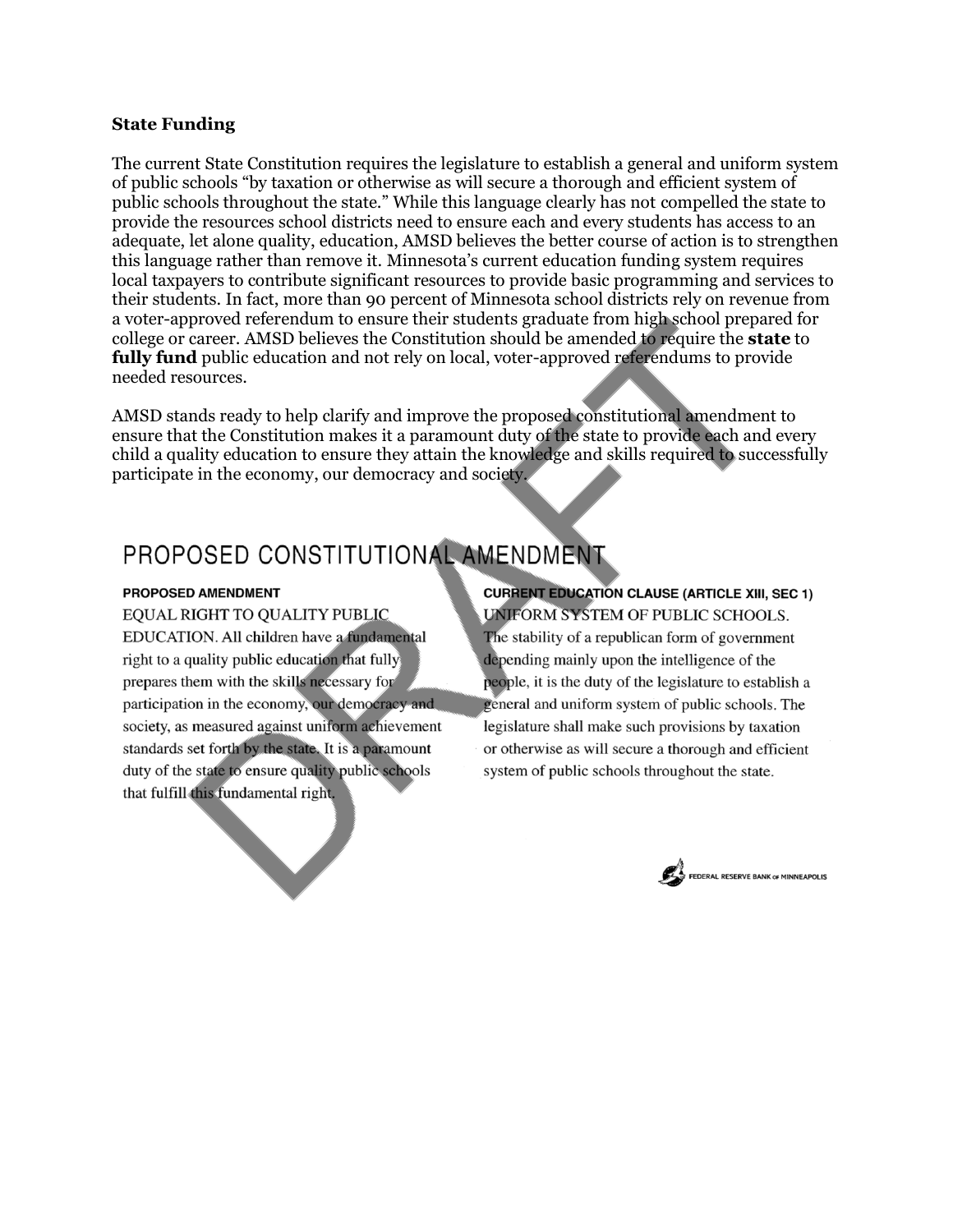**State Funding**

The current State Constitution requires the legislature to establish a general and uniform system of public schools "by taxation or otherwise as will secure a thorough and efficient system of public schools throughout the state." While this language clearly has not compelled the state to provide the resources school districts need to ensure each and every students has access to an adequate, let alone quality, education, AMSD believes the better course of action is to strengthen this language rather than remove it. Minnesota's current education funding system requires local taxpayers to contribute significant resources to provide basic programming and services to their students. In fact, more than 90 percent of Minnesota school districts rely on revenue from a voter-approved referendum to ensure their students graduate from high school prepared for college or career. AMSD believes the Constitution should be amended to require the **state** to **fully fund** public education and not rely on local, voter-approved referendums to provide needed resources.

AMSD stands ready to help clarify and improve the proposed constitutional amendment to ensure that the Constitution makes it a paramount duty of the state to provide each and every child a quality education to ensure they attain the knowledge and skills required to successfully participate in the economy, our democracy and society.

## PROPOSED CONSTITUTIONAL AMENDMENT

**PROPOSED AMENDMENT**

EQUAL RIGHT TO QUALITY PUBLIC EDUCATION. All children have a fundamental right to a quality public education that fully prepares them with the skills necessary for participation in the economy, our democracy and society, as measured against uniform achievement standards set forth by the state. It is a paramount duty of the state to ensure quality public schools that fulfill this fundamental right.

**CURRENT EDUCATION CLAUSE (ARTICLE XIII, SEC 1)**

UNIFORM SYSTEM OF PUBLIC SCHOOLS. The stability of a republican form of government depending mainly upon the intelligence of the people, it is the duty of the legislature to establish a general and uniform system of public schools. The legislature shall make such provisions by taxation or otherwise as will secure a thorough and efficient system of public schools throughout the state.

FEDERAL RESERVE BANK OF MINNEAPOLIS